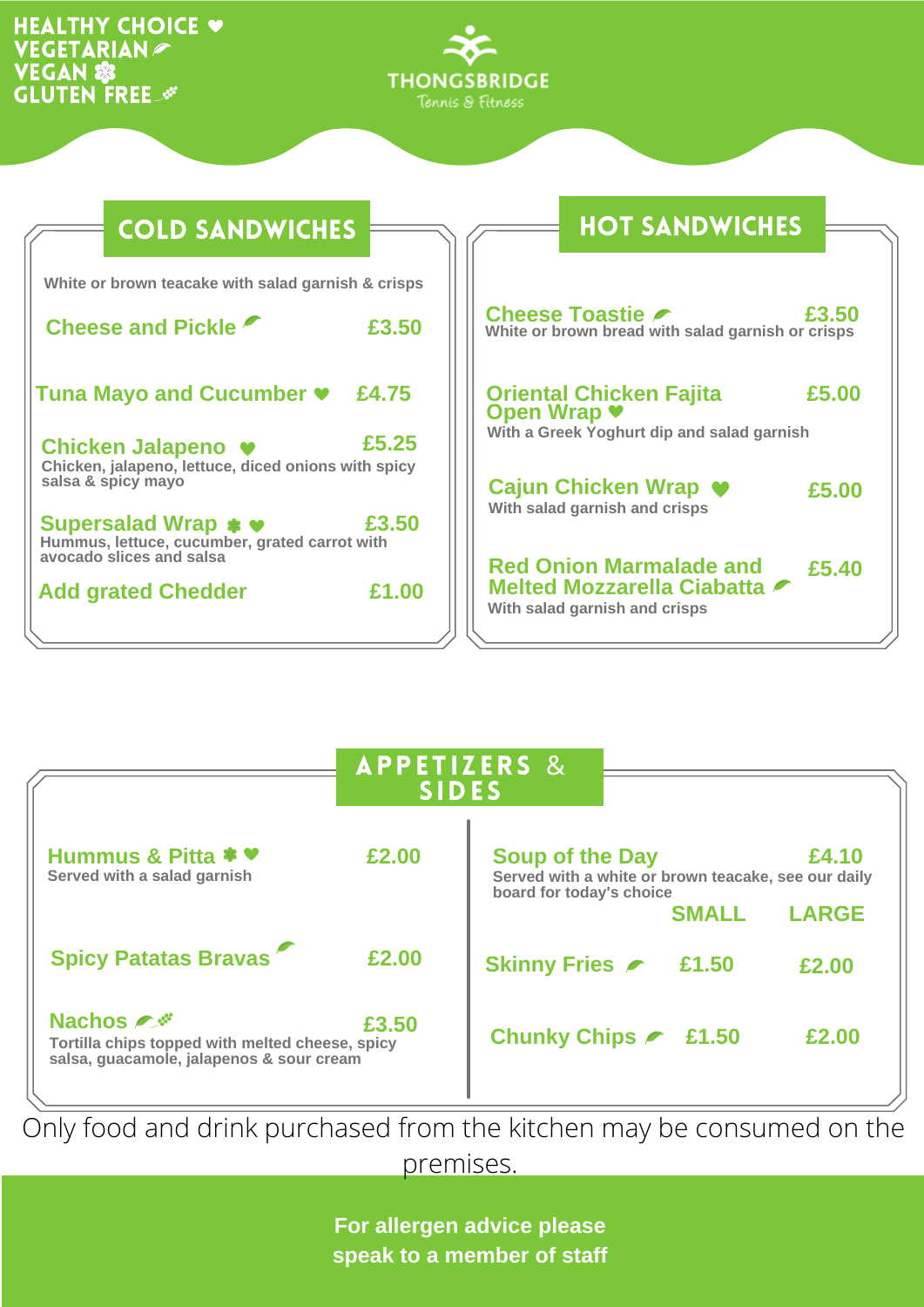HEALTHY CHOICE ♥
VEGETARIAN
VEGAN
GLUTEN FREE

THONGSBRIDGE
Tennis & Fitness

## COLD SANDWICHES

White or brown teacake with salad garnish & crisps

**Cheese and Pickle** — £3.50

**Tuna Mayo and Cucumber** ♥ — £4.75

**Chicken Jalapeno** ♥ — £5.25
Chicken, jalapeno, lettuce, diced onions with spicy salsa & spicy mayo

**Supersalad Wrap** ♥ — £3.50
Hummus, lettuce, cucumber, grated carrot with avocado slices and salsa

**Add grated Chedder** — £1.00

## HOT SANDWICHES

**Cheese Toastie** — £3.50
White or brown bread with salad garnish or crisps

**Oriental Chicken Fajita Open Wrap** ♥ — £5.00
With a Greek Yoghurt dip and salad garnish

**Cajun Chicken Wrap** ♥ — £5.00
With salad garnish and crisps

**Red Onion Marmalade and Melted Mozzarella Ciabatta** — £5.40
With salad garnish and crisps

## APPETIZERS & SIDES

**Hummus & Pitta** ♥ — £2.00
Served with a salad garnish

**Spicy Patatas Bravas** — £2.00

**Nachos** — £3.50
Tortilla chips topped with melted cheese, spicy salsa, guacamole, jalapenos & sour cream

**Soup of the Day** — £4.10
Served with a white or brown teacake, see our daily board for today's choice

| | SMALL | LARGE |
|---|---|---|
| Skinny Fries | £1.50 | £2.00 |
| Chunky Chips | £1.50 | £2.00 |

Only food and drink purchased from the kitchen may be consumed on the premises.

For allergen advice please speak to a member of staff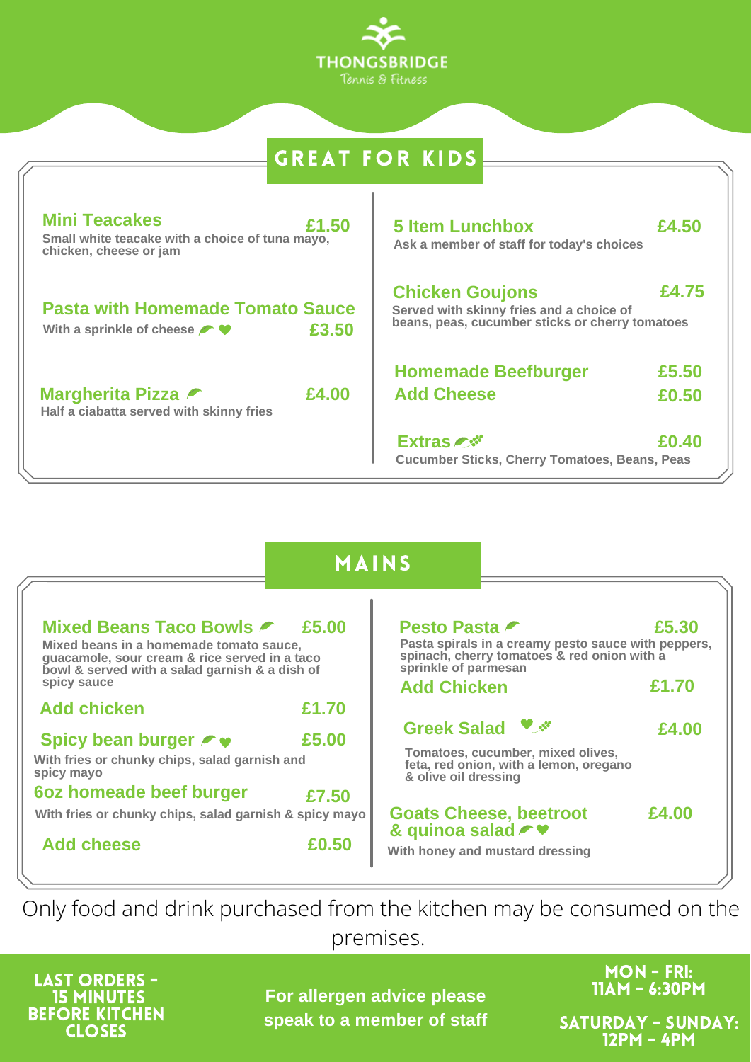THONGSBRIDGE
Tennis & Fitness

## GREAT FOR KIDS

**Mini Teacakes** £1.50
Small white teacake with a choice of tuna mayo, chicken, cheese or jam

**Pasta with Homemade Tomato Sauce** £3.50
With a sprinkle of cheese

**Margherita Pizza** £4.00
Half a ciabatta served with skinny fries

**5 Item Lunchbox** £4.50
Ask a member of staff for today's choices

**Chicken Goujons** £4.75
Served with skinny fries and a choice of beans, peas, cucumber sticks or cherry tomatoes

**Homemade Beefburger** £5.50
**Add Cheese** £0.50

**Extras** £0.40
Cucumber Sticks, Cherry Tomatoes, Beans, Peas

## MAINS

**Mixed Beans Taco Bowls** £5.00
Mixed beans in a homemade tomato sauce, guacamole, sour cream & rice served in a taco bowl & served with a salad garnish & a dish of spicy sauce

**Add chicken** £1.70

**Spicy bean burger** £5.00
With fries or chunky chips, salad garnish and spicy mayo

**6oz homeade beef burger** £7.50
With fries or chunky chips, salad garnish & spicy mayo

**Add cheese** £0.50

**Pesto Pasta** £5.30
Pasta spirals in a creamy pesto sauce with peppers, spinach, cherry tomatoes & red onion with a sprinkle of parmesan

**Add Chicken** £1.70

**Greek Salad** £4.00
Tomatoes, cucumber, mixed olives, feta, red onion, with a lemon, oregano & olive oil dressing

**Goats Cheese, beetroot & quinoa salad** £4.00
With honey and mustard dressing

Only food and drink purchased from the kitchen may be consumed on the premises.

LAST ORDERS - 15 MINUTES BEFORE KITCHEN CLOSES

For allergen advice please speak to a member of staff

MON - FRI: 11AM - 6:30PM

SATURDAY - SUNDAY: 12PM - 4PM